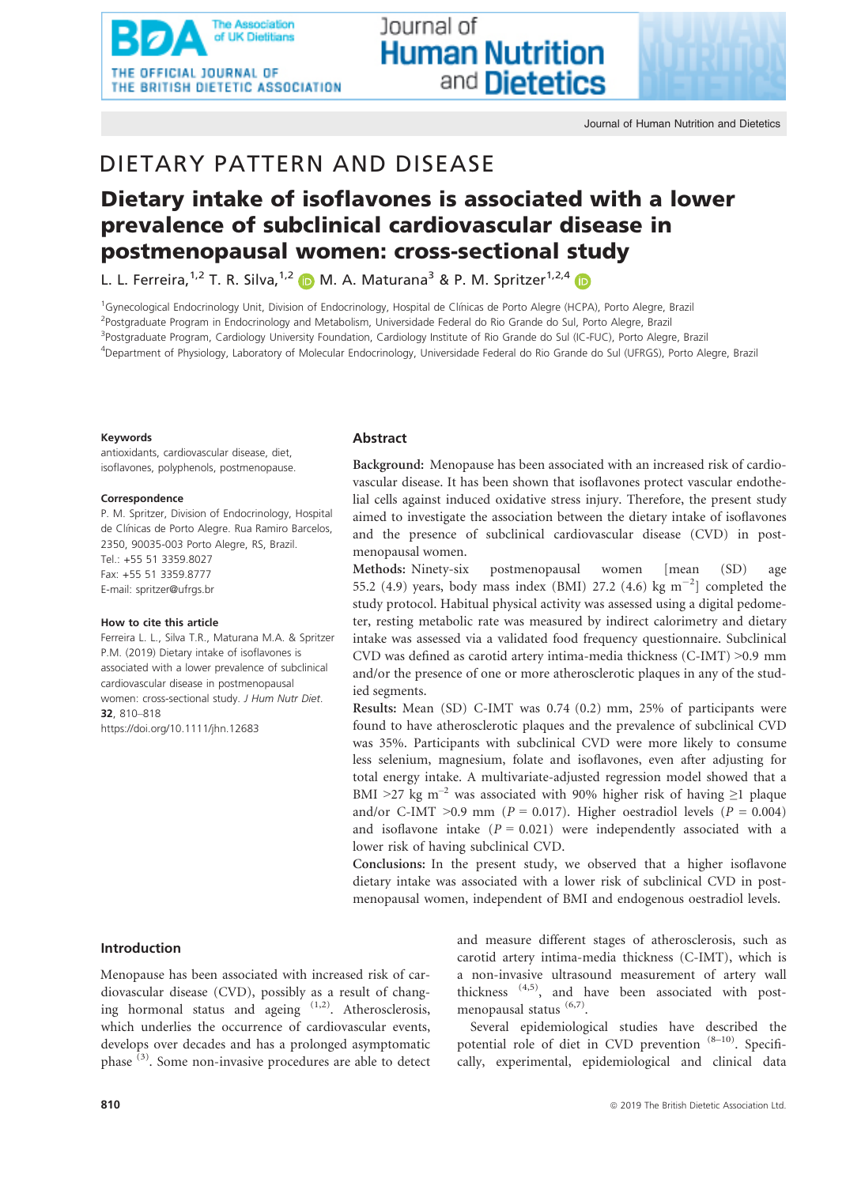DIETARY PATTERN AND DISEASE

# Dietary intake of isoflavones is associated with a lower prevalence of subclinical cardiovascular disease in postmenopausal women: cross-sectional study

L. L. Ferreira,[1,2] T. R. Silva,[1,2] M. A. Maturana[3] & P. M. Spritzer[1,2,4]

[1]Gynecological Endocrinology Unit, Division of Endocrinology, Hospital de Clínicas de Porto Alegre (HCPA), Porto Alegre, Brazil
[2]Postgraduate Program in Endocrinology and Metabolism, Universidade Federal do Rio Grande do Sul, Porto Alegre, Brazil
[3]Postgraduate Program, Cardiology University Foundation, Cardiology Institute of Rio Grande do Sul (IC-FUC), Porto Alegre, Brazil
[4]Department of Physiology, Laboratory of Molecular Endocrinology, Universidade Federal do Rio Grande do Sul (UFRGS), Porto Alegre, Brazil

**Keywords**
antioxidants, cardiovascular disease, diet, isoflavones, polyphenols, postmenopause.

**Correspondence**
P. M. Spritzer, Division of Endocrinology, Hospital de Clínicas de Porto Alegre. Rua Ramiro Barcelos, 2350, 90035-003 Porto Alegre, RS, Brazil.
Tel.: +55 51 3359.8027
Fax: +55 51 3359.8777
E-mail: spritzer@ufrgs.br

**How to cite this article**
Ferreira L. L., Silva T.R., Maturana M.A. & Spritzer P.M. (2019) Dietary intake of isoflavones is associated with a lower prevalence of subclinical cardiovascular disease in postmenopausal women: cross-sectional study. *J Hum Nutr Diet.* **32**, 810–818
https://doi.org/10.1111/jhn.12683

## Abstract

**Background:** Menopause has been associated with an increased risk of cardiovascular disease. It has been shown that isoflavones protect vascular endothelial cells against induced oxidative stress injury. Therefore, the present study aimed to investigate the association between the dietary intake of isoflavones and the presence of subclinical cardiovascular disease (CVD) in postmenopausal women.

**Methods:** Ninety-six postmenopausal women [mean (SD) age 55.2 (4.9) years, body mass index (BMI) 27.2 (4.6) kg $m^{-2}$] completed the study protocol. Habitual physical activity was assessed using a digital pedometer, resting metabolic rate was measured by indirect calorimetry and dietary intake was assessed via a validated food frequency questionnaire. Subclinical CVD was defined as carotid artery intima-media thickness (C-IMT) >0.9 mm and/or the presence of one or more atherosclerotic plaques in any of the studied segments.

**Results:** Mean (SD) C-IMT was 0.74 (0.2) mm, 25% of participants were found to have atherosclerotic plaques and the prevalence of subclinical CVD was 35%. Participants with subclinical CVD were more likely to consume less selenium, magnesium, folate and isoflavones, even after adjusting for total energy intake. A multivariate-adjusted regression model showed that a BMI >27 kg $m^{-2}$ was associated with 90% higher risk of having ≥1 plaque and/or C-IMT >0.9 mm ($P = 0.017$). Higher oestradiol levels ($P = 0.004$) and isoflavone intake ($P = 0.021$) were independently associated with a lower risk of having subclinical CVD.

**Conclusions:** In the present study, we observed that a higher isoflavone dietary intake was associated with a lower risk of subclinical CVD in postmenopausal women, independent of BMI and endogenous oestradiol levels.

## Introduction

Menopause has been associated with increased risk of cardiovascular disease (CVD), possibly as a result of changing hormonal status and ageing [1,2]. Atherosclerosis, which underlies the occurrence of cardiovascular events, develops over decades and has a prolonged asymptomatic phase [3]. Some non-invasive procedures are able to detect and measure different stages of atherosclerosis, such as carotid artery intima-media thickness (C-IMT), which is a non-invasive ultrasound measurement of artery wall thickness [4,5], and have been associated with postmenopausal status [6,7].

Several epidemiological studies have described the potential role of diet in CVD prevention [8–10]. Specifically, experimental, epidemiological and clinical data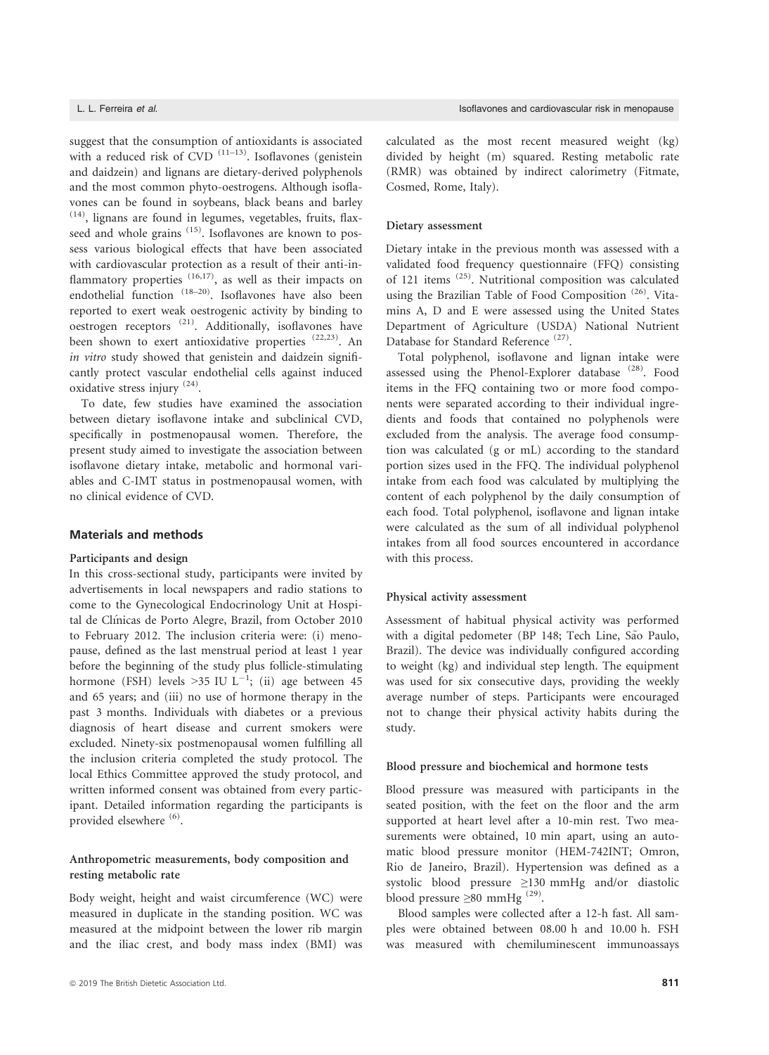suggest that the consumption of antioxidants is associated with a reduced risk of CVD [11–13]. Isoflavones (genistein and daidzein) and lignans are dietary-derived polyphenols and the most common phyto-oestrogens. Although isoflavones can be found in soybeans, black beans and barley [14], lignans are found in legumes, vegetables, fruits, flaxseed and whole grains [15]. Isoflavones are known to possess various biological effects that have been associated with cardiovascular protection as a result of their anti-inflammatory properties [16,17], as well as their impacts on endothelial function [18–20]. Isoflavones have also been reported to exert weak oestrogenic activity by binding to oestrogen receptors [21]. Additionally, isoflavones have been shown to exert antioxidative properties [22,23]. An *in vitro* study showed that genistein and daidzein significantly protect vascular endothelial cells against induced oxidative stress injury [24].

To date, few studies have examined the association between dietary isoflavone intake and subclinical CVD, specifically in postmenopausal women. Therefore, the present study aimed to investigate the association between isoflavone dietary intake, metabolic and hormonal variables and C-IMT status in postmenopausal women, with no clinical evidence of CVD.

## Materials and methods

### Participants and design

In this cross-sectional study, participants were invited by advertisements in local newspapers and radio stations to come to the Gynecological Endocrinology Unit at Hospital de Clínicas de Porto Alegre, Brazil, from October 2010 to February 2012. The inclusion criteria were: (i) menopause, defined as the last menstrual period at least 1 year before the beginning of the study plus follicle-stimulating hormone (FSH) levels >35 IU $L^{-1}$; (ii) age between 45 and 65 years; and (iii) no use of hormone therapy in the past 3 months. Individuals with diabetes or a previous diagnosis of heart disease and current smokers were excluded. Ninety-six postmenopausal women fulfilling all the inclusion criteria completed the study protocol. The local Ethics Committee approved the study protocol, and written informed consent was obtained from every participant. Detailed information regarding the participants is provided elsewhere [6].

### Anthropometric measurements, body composition and resting metabolic rate

Body weight, height and waist circumference (WC) were measured in duplicate in the standing position. WC was measured at the midpoint between the lower rib margin and the iliac crest, and body mass index (BMI) was calculated as the most recent measured weight (kg) divided by height (m) squared. Resting metabolic rate (RMR) was obtained by indirect calorimetry (Fitmate, Cosmed, Rome, Italy).

### Dietary assessment

Dietary intake in the previous month was assessed with a validated food frequency questionnaire (FFQ) consisting of 121 items [25]. Nutritional composition was calculated using the Brazilian Table of Food Composition [26]. Vitamins A, D and E were assessed using the United States Department of Agriculture (USDA) National Nutrient Database for Standard Reference [27].

Total polyphenol, isoflavone and lignan intake were assessed using the Phenol-Explorer database [28]. Food items in the FFQ containing two or more food components were separated according to their individual ingredients and foods that contained no polyphenols were excluded from the analysis. The average food consumption was calculated (g or mL) according to the standard portion sizes used in the FFQ. The individual polyphenol intake from each food was calculated by multiplying the content of each polyphenol by the daily consumption of each food. Total polyphenol, isoflavone and lignan intake were calculated as the sum of all individual polyphenol intakes from all food sources encountered in accordance with this process.

### Physical activity assessment

Assessment of habitual physical activity was performed with a digital pedometer (BP 148; Tech Line, São Paulo, Brazil). The device was individually configured according to weight (kg) and individual step length. The equipment was used for six consecutive days, providing the weekly average number of steps. Participants were encouraged not to change their physical activity habits during the study.

### Blood pressure and biochemical and hormone tests

Blood pressure was measured with participants in the seated position, with the feet on the floor and the arm supported at heart level after a 10-min rest. Two measurements were obtained, 10 min apart, using an automatic blood pressure monitor (HEM-742INT; Omron, Rio de Janeiro, Brazil). Hypertension was defined as a systolic blood pressure ≥130 mmHg and/or diastolic blood pressure ≥80 mmHg [29].

Blood samples were collected after a 12-h fast. All samples were obtained between 08.00 h and 10.00 h. FSH was measured with chemiluminescent immunoassays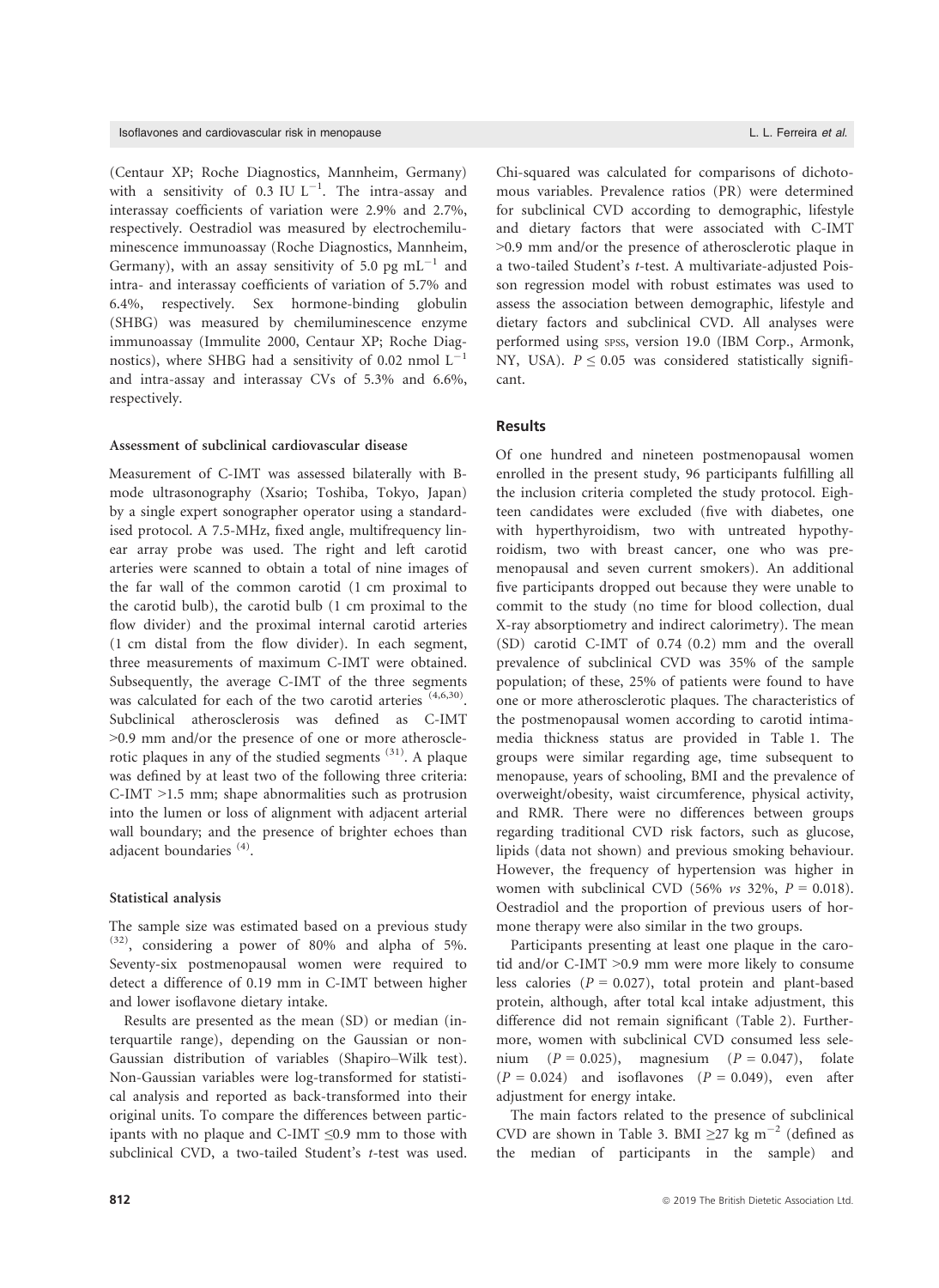(Centaur XP; Roche Diagnostics, Mannheim, Germany) with a sensitivity of 0.3 IU $L^{-1}$. The intra-assay and interassay coefficients of variation were 2.9% and 2.7%, respectively. Oestradiol was measured by electrochemiluminescence immunoassay (Roche Diagnostics, Mannheim, Germany), with an assay sensitivity of 5.0 pg $mL^{-1}$ and intra- and interassay coefficients of variation of 5.7% and 6.4%, respectively. Sex hormone-binding globulin (SHBG) was measured by chemiluminescence enzyme immunoassay (Immulite 2000, Centaur XP; Roche Diagnostics), where SHBG had a sensitivity of 0.02 nmol $L^{-1}$ and intra-assay and interassay CVs of 5.3% and 6.6%, respectively.

### Assessment of subclinical cardiovascular disease

Measurement of C-IMT was assessed bilaterally with B-mode ultrasonography (Xsario; Toshiba, Tokyo, Japan) by a single expert sonographer operator using a standardised protocol. A 7.5-MHz, fixed angle, multifrequency linear array probe was used. The right and left carotid arteries were scanned to obtain a total of nine images of the far wall of the common carotid (1 cm proximal to the carotid bulb), the carotid bulb (1 cm proximal to the flow divider) and the proximal internal carotid arteries (1 cm distal from the flow divider). In each segment, three measurements of maximum C-IMT were obtained. Subsequently, the average C-IMT of the three segments was calculated for each of the two carotid arteries [4,6,30]. Subclinical atherosclerosis was defined as C-IMT >0.9 mm and/or the presence of one or more atherosclerotic plaques in any of the studied segments [31]. A plaque was defined by at least two of the following three criteria: C-IMT >1.5 mm; shape abnormalities such as protrusion into the lumen or loss of alignment with adjacent arterial wall boundary; and the presence of brighter echoes than adjacent boundaries [4].

### Statistical analysis

The sample size was estimated based on a previous study [32], considering a power of 80% and alpha of 5%. Seventy-six postmenopausal women were required to detect a difference of 0.19 mm in C-IMT between higher and lower isoflavone dietary intake.

Results are presented as the mean (SD) or median (interquartile range), depending on the Gaussian or non-Gaussian distribution of variables (Shapiro–Wilk test). Non-Gaussian variables were log-transformed for statistical analysis and reported as back-transformed into their original units. To compare the differences between participants with no plaque and C-IMT ≤0.9 mm to those with subclinical CVD, a two-tailed Student's *t*-test was used. Chi-squared was calculated for comparisons of dichotomous variables. Prevalence ratios (PR) were determined for subclinical CVD according to demographic, lifestyle and dietary factors that were associated with C-IMT >0.9 mm and/or the presence of atherosclerotic plaque in a two-tailed Student's *t*-test. A multivariate-adjusted Poisson regression model with robust estimates was used to assess the association between demographic, lifestyle and dietary factors and subclinical CVD. All analyses were performed using SPSS, version 19.0 (IBM Corp., Armonk, NY, USA). $P \leq 0.05$ was considered statistically significant.

## Results

Of one hundred and nineteen postmenopausal women enrolled in the present study, 96 participants fulfilling all the inclusion criteria completed the study protocol. Eighteen candidates were excluded (five with diabetes, one with hyperthyroidism, two with untreated hypothyroidism, two with breast cancer, one who was premenopausal and seven current smokers). An additional five participants dropped out because they were unable to commit to the study (no time for blood collection, dual X-ray absorptiometry and indirect calorimetry). The mean (SD) carotid C-IMT of 0.74 (0.2) mm and the overall prevalence of subclinical CVD was 35% of the sample population; of these, 25% of patients were found to have one or more atherosclerotic plaques. The characteristics of the postmenopausal women according to carotid intima-media thickness status are provided in Table 1. The groups were similar regarding age, time subsequent to menopause, years of schooling, BMI and the prevalence of overweight/obesity, waist circumference, physical activity, and RMR. There were no differences between groups regarding traditional CVD risk factors, such as glucose, lipids (data not shown) and previous smoking behaviour. However, the frequency of hypertension was higher in women with subclinical CVD (56% *vs* 32%, $P = 0.018$). Oestradiol and the proportion of previous users of hormone therapy were also similar in the two groups.

Participants presenting at least one plaque in the carotid and/or C-IMT >0.9 mm were more likely to consume less calories ($P = 0.027$), total protein and plant-based protein, although, after total kcal intake adjustment, this difference did not remain significant (Table 2). Furthermore, women with subclinical CVD consumed less selenium ($P = 0.025$), magnesium ($P = 0.047$), folate ($P = 0.024$) and isoflavones ($P = 0.049$), even after adjustment for energy intake.

The main factors related to the presence of subclinical CVD are shown in Table 3. BMI ≥27 kg $m^{-2}$ (defined as the median of participants in the sample) and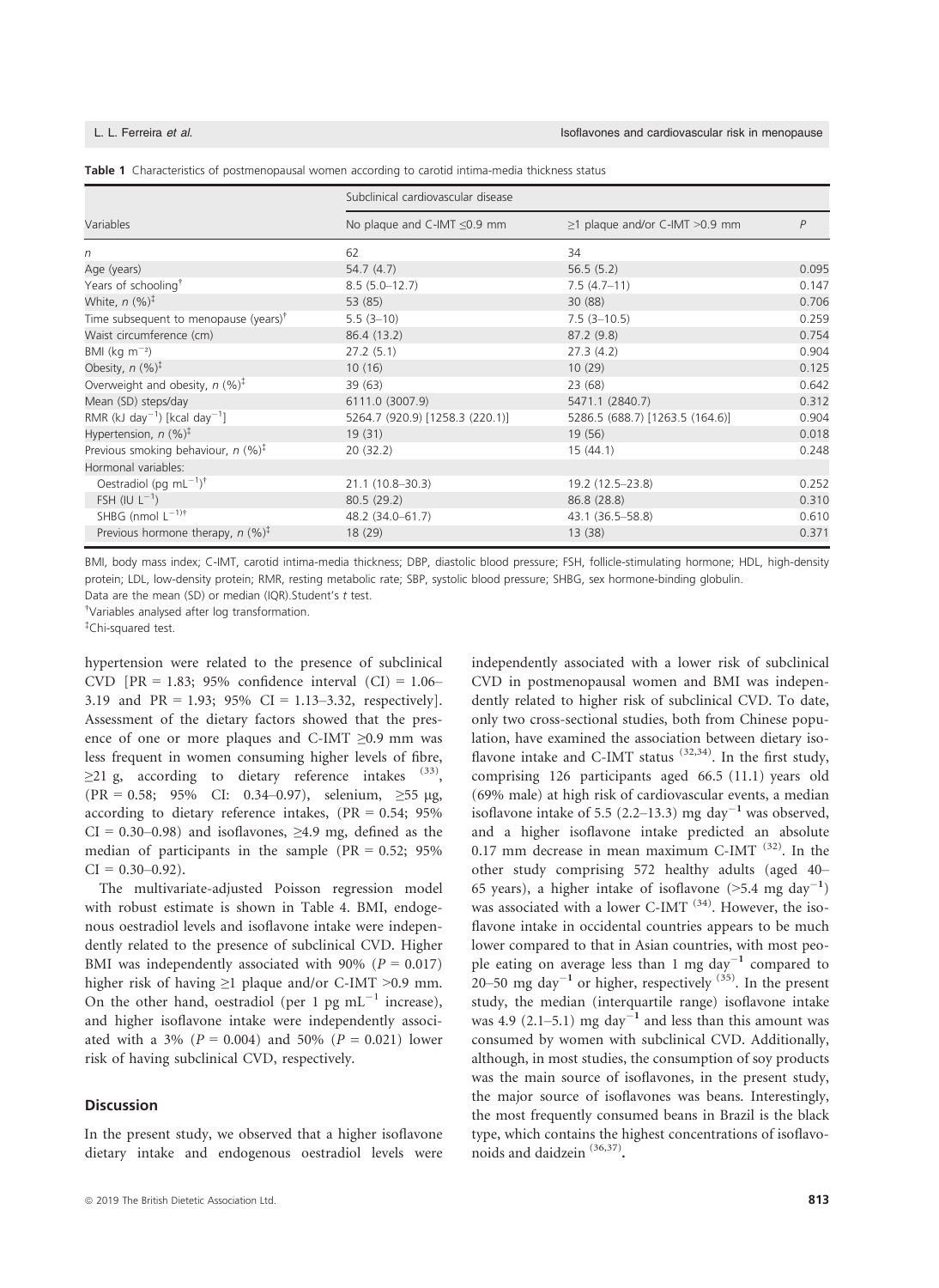**Table 1** Characteristics of postmenopausal women according to carotid intima-media thickness status

| Variables | Subclinical cardiovascular disease | | |
|---|---|---|---|
| | No plaque and C-IMT ≤0.9 mm | ≥1 plaque and/or C-IMT >0.9 mm | *P* |
| *n* | 62 | 34 | |
| Age (years) | 54.7 (4.7) | 56.5 (5.2) | 0.095 |
| Years of schooling† | 8.5 (5.0–12.7) | 7.5 (4.7–11) | 0.147 |
| White, *n* (%)‡ | 53 (85) | 30 (88) | 0.706 |
| Time subsequent to menopause (years)† | 5.5 (3–10) | 7.5 (3–10.5) | 0.259 |
| Waist circumference (cm) | 86.4 (13.2) | 87.2 (9.8) | 0.754 |
| BMI (kg $m^{-2}$) | 27.2 (5.1) | 27.3 (4.2) | 0.904 |
| Obesity, *n* (%)‡ | 10 (16) | 10 (29) | 0.125 |
| Overweight and obesity, *n* (%)‡ | 39 (63) | 23 (68) | 0.642 |
| Mean (SD) steps/day | 6111.0 (3007.9) | 5471.1 (2840.7) | 0.312 |
| RMR (kJ $day^{-1}$) [kcal $day^{-1}$] | 5264.7 (920.9) [1258.3 (220.1)] | 5286.5 (688.7) [1263.5 (164.6)] | 0.904 |
| Hypertension, *n* (%)‡ | 19 (31) | 19 (56) | 0.018 |
| Previous smoking behaviour, *n* (%)‡ | 20 (32.2) | 15 (44.1) | 0.248 |
| Hormonal variables: | | | |
| Oestradiol (pg $mL^{-1}$)† | 21.1 (10.8–30.3) | 19.2 (12.5–23.8) | 0.252 |
| FSH (IU $L^{-1}$) | 80.5 (29.2) | 86.8 (28.8) | 0.310 |
| SHBG (nmol $L^{-1}$)† | 48.2 (34.0–61.7) | 43.1 (36.5–58.8) | 0.610 |
| Previous hormone therapy, *n* (%)‡ | 18 (29) | 13 (38) | 0.371 |

BMI, body mass index; C-IMT, carotid intima-media thickness; DBP, diastolic blood pressure; FSH, follicle-stimulating hormone; HDL, high-density protein; LDL, low-density protein; RMR, resting metabolic rate; SBP, systolic blood pressure; SHBG, sex hormone-binding globulin.
Data are the mean (SD) or median (IQR).Student's *t* test.
†Variables analysed after log transformation.
‡Chi-squared test.

hypertension were related to the presence of subclinical CVD [PR = 1.83; 95% confidence interval (CI) = 1.06–3.19 and PR = 1.93; 95% CI = 1.13–3.32, respectively]. Assessment of the dietary factors showed that the presence of one or more plaques and C-IMT ≥0.9 mm was less frequent in women consuming higher levels of fibre, ≥21 g, according to dietary reference intakes [33], (PR = 0.58; 95% CI: 0.34–0.97), selenium, ≥55 μg, according to dietary reference intakes, (PR = 0.54; 95% CI = 0.30–0.98) and isoflavones, ≥4.9 mg, defined as the median of participants in the sample (PR = 0.52; 95% CI = 0.30–0.92).

The multivariate-adjusted Poisson regression model with robust estimate is shown in Table 4. BMI, endogenous oestradiol levels and isoflavone intake were independently related to the presence of subclinical CVD. Higher BMI was independently associated with 90% ($P = 0.017$) higher risk of having ≥1 plaque and/or C-IMT >0.9 mm. On the other hand, oestradiol (per 1 pg $mL^{-1}$ increase), and higher isoflavone intake were independently associated with a 3% ($P = 0.004$) and 50% ($P = 0.021$) lower risk of having subclinical CVD, respectively.

## Discussion

In the present study, we observed that a higher isoflavone dietary intake and endogenous oestradiol levels were independently associated with a lower risk of subclinical CVD in postmenopausal women and BMI was independently related to higher risk of subclinical CVD. To date, only two cross-sectional studies, both from Chinese population, have examined the association between dietary isoflavone intake and C-IMT status [32,34]. In the first study, comprising 126 participants aged 66.5 (11.1) years old (69% male) at high risk of cardiovascular events, a median isoflavone intake of 5.5 (2.2–13.3) mg $day^{-1}$ was observed, and a higher isoflavone intake predicted an absolute 0.17 mm decrease in mean maximum C-IMT [32]. In the other study comprising 572 healthy adults (aged 40–65 years), a higher intake of isoflavone (>5.4 mg $day^{-1}$) was associated with a lower C-IMT [34]. However, the isoflavone intake in occidental countries appears to be much lower compared to that in Asian countries, with most people eating on average less than 1 mg $day^{-1}$ compared to 20–50 mg $day^{-1}$ or higher, respectively [35]. In the present study, the median (interquartile range) isoflavone intake was 4.9 (2.1–5.1) mg $day^{-1}$ and less than this amount was consumed by women with subclinical CVD. Additionally, although, in most studies, the consumption of soy products was the main source of isoflavones, in the present study, the major source of isoflavones was beans. Interestingly, the most frequently consumed beans in Brazil is the black type, which contains the highest concentrations of isoflavonoids and daidzein [36,37].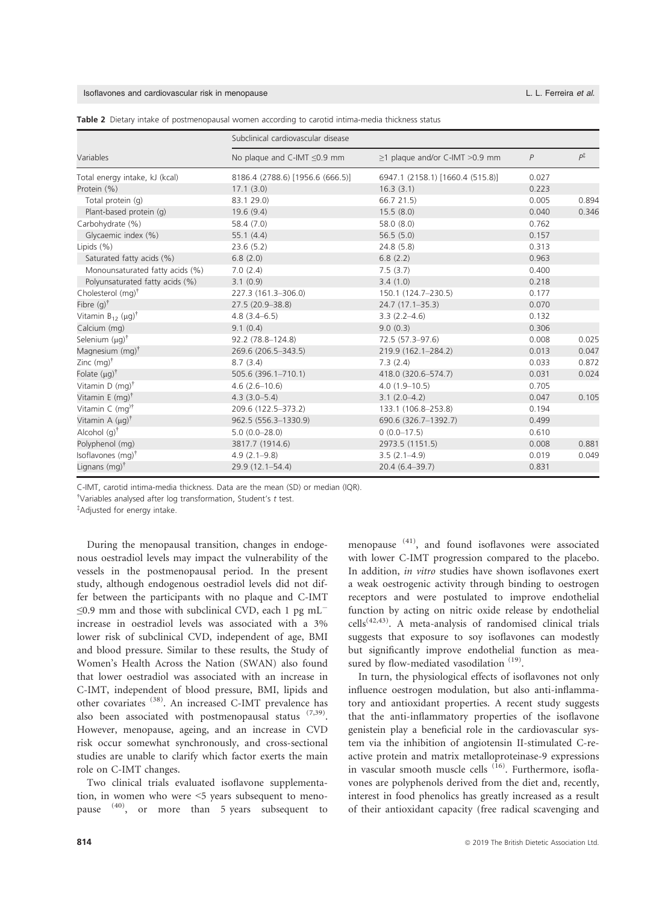**Table 2** Dietary intake of postmenopausal women according to carotid intima-media thickness status

| Variables | Subclinical cardiovascular disease | | | |
|---|---|---|---|---|
| | No plaque and C-IMT ≤0.9 mm | ≥1 plaque and/or C-IMT >0.9 mm | $P$ | $P^{‡}$ |
| Total energy intake, kJ (kcal) | 8186.4 (2788.6) [1956.6 (666.5)] | 6947.1 (2158.1) [1660.4 (515.8)] | 0.027 | |
| Protein (%) | 17.1 (3.0) | 16.3 (3.1) | 0.223 | |
| Total protein (g) | 83.1 29.0) | 66.7 21.5) | 0.005 | 0.894 |
| Plant-based protein (g) | 19.6 (9.4) | 15.5 (8.0) | 0.040 | 0.346 |
| Carbohydrate (%) | 58.4 (7.0) | 58.0 (8.0) | 0.762 | |
| Glycaemic index (%) | 55.1 (4.4) | 56.5 (5.0) | 0.157 | |
| Lipids (%) | 23.6 (5.2) | 24.8 (5.8) | 0.313 | |
| Saturated fatty acids (%) | 6.8 (2.0) | 6.8 (2.2) | 0.963 | |
| Monounsaturated fatty acids (%) | 7.0 (2.4) | 7.5 (3.7) | 0.400 | |
| Polyunsaturated fatty acids (%) | 3.1 (0.9) | 3.4 (1.0) | 0.218 | |
| Cholesterol (mg)[†] | 227.3 (161.3–306.0) | 150.1 (124.7–230.5) | 0.177 | |
| Fibre (g)[†] | 27.5 (20.9–38.8) | 24.7 (17.1–35.3) | 0.070 | |
| Vitamin $B_{12}$ (μg)[†] | 4.8 (3.4–6.5) | 3.3 (2.2–4.6) | 0.132 | |
| Calcium (mg) | 9.1 (0.4) | 9.0 (0.3) | 0.306 | |
| Selenium (μg)[†] | 92.2 (78.8–124.8) | 72.5 (57.3–97.6) | 0.008 | 0.025 |
| Magnesium (mg)[†] | 269.6 (206.5–343.5) | 219.9 (162.1–284.2) | 0.013 | 0.047 |
| Zinc (mg)[†] | 8.7 (3.4) | 7.3 (2.4) | 0.033 | 0.872 |
| Folate (μg)[†] | 505.6 (396.1–710.1) | 418.0 (320.6–574.7) | 0.031 | 0.024 |
| Vitamin D (mg)[†] | 4.6 (2.6–10.6) | 4.0 (1.9–10.5) | 0.705 | |
| Vitamin E (mg)[†] | 4.3 (3.0–5.4) | 3.1 (2.0–4.2) | 0.047 | 0.105 |
| Vitamin C (mg[†] | 209.6 (122.5–373.2) | 133.1 (106.8–253.8) | 0.194 | |
| Vitamin A (μg)[†] | 962.5 (556.3–1330.9) | 690.6 (326.7–1392.7) | 0.499 | |
| Alcohol (g)[†] | 5.0 (0.0–28.0) | 0 (0.0–17.5) | 0.610 | |
| Polyphenol (mg) | 3817.7 (1914.6) | 2973.5 (1151.5) | 0.008 | 0.881 |
| Isoflavones (mg)[†] | 4.9 (2.1–9.8) | 3.5 (2.1–4.9) | 0.019 | 0.049 |
| Lignans (mg)[†] | 29.9 (12.1–54.4) | 20.4 (6.4–39.7) | 0.831 | |

C-IMT, carotid intima-media thickness. Data are the mean (SD) or median (IQR).

[†]Variables analysed after log transformation, Student's *t* test.

[‡]Adjusted for energy intake.

During the menopausal transition, changes in endogenous oestradiol levels may impact the vulnerability of the vessels in the postmenopausal period. In the present study, although endogenous oestradiol levels did not differ between the participants with no plaque and C-IMT ≤0.9 mm and those with subclinical CVD, each 1 pg $mL^{-}$ increase in oestradiol levels was associated with a 3% lower risk of subclinical CVD, independent of age, BMI and blood pressure. Similar to these results, the Study of Women's Health Across the Nation (SWAN) also found that lower oestradiol was associated with an increase in C-IMT, independent of blood pressure, BMI, lipids and other covariates [38]. An increased C-IMT prevalence has also been associated with postmenopausal status [7,39]. However, menopause, ageing, and an increase in CVD risk occur somewhat synchronously, and cross-sectional studies are unable to clarify which factor exerts the main role on C-IMT changes.

Two clinical trials evaluated isoflavone supplementation, in women who were <5 years subsequent to menopause [40], or more than 5 years subsequent to menopause [41], and found isoflavones were associated with lower C-IMT progression compared to the placebo. In addition, *in vitro* studies have shown isoflavones exert a weak oestrogenic activity through binding to oestrogen receptors and were postulated to improve endothelial function by acting on nitric oxide release by endothelial cells[42,43]. A meta-analysis of randomised clinical trials suggests that exposure to soy isoflavones can modestly but significantly improve endothelial function as measured by flow-mediated vasodilation [19].

In turn, the physiological effects of isoflavones not only influence oestrogen modulation, but also anti-inflammatory and antioxidant properties. A recent study suggests that the anti-inflammatory properties of the isoflavone genistein play a beneficial role in the cardiovascular system via the inhibition of angiotensin II-stimulated C-reactive protein and matrix metalloproteinase-9 expressions in vascular smooth muscle cells [16]. Furthermore, isoflavones are polyphenols derived from the diet and, recently, interest in food phenolics has greatly increased as a result of their antioxidant capacity (free radical scavenging and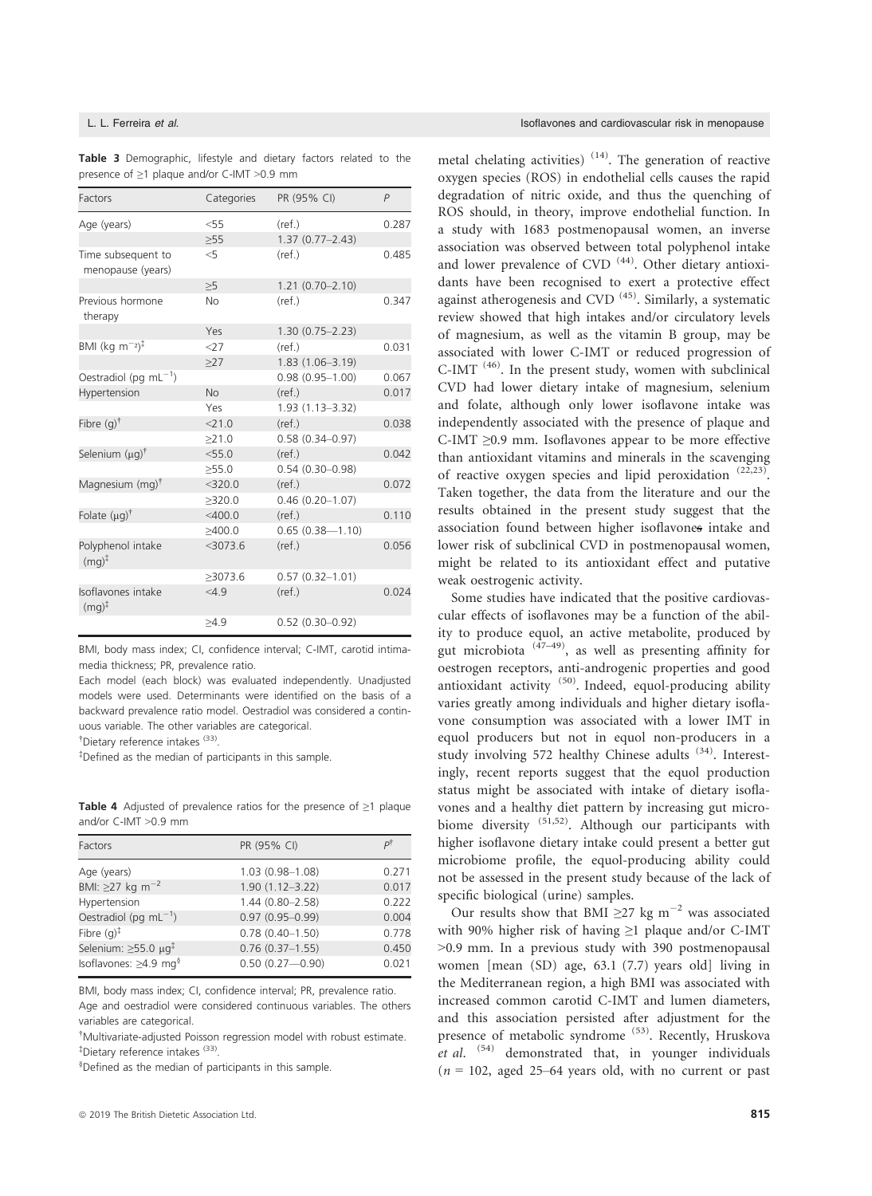**Table 3** Demographic, lifestyle and dietary factors related to the presence of ≥1 plaque and/or C-IMT >0.9 mm

| Factors | Categories | PR (95% CI) | *P* |
| --- | --- | --- | --- |
| Age (years) | <55 | (ref.) | 0.287 |
| | ≥55 | 1.37 (0.77–2.43) | |
| Time subsequent to menopause (years) | <5 | (ref.) | 0.485 |
| | ≥5 | 1.21 (0.70–2.10) | |
| Previous hormone therapy | No | (ref.) | 0.347 |
| | Yes | 1.30 (0.75–2.23) | |
| BMI (kg m$^{-2}$)[‡] | <27 | (ref.) | 0.031 |
| | ≥27 | 1.83 (1.06–3.19) | |
| Oestradiol (pg mL$^{-1}$) | | 0.98 (0.95–1.00) | 0.067 |
| Hypertension | No | (ref.) | 0.017 |
| | Yes | 1.93 (1.13–3.32) | |
| Fibre (g)[†] | <21.0 | (ref.) | 0.038 |
| | ≥21.0 | 0.58 (0.34–0.97) | |
| Selenium (μg)[†] | <55.0 | (ref.) | 0.042 |
| | ≥55.0 | 0.54 (0.30–0.98) | |
| Magnesium (mg)[†] | <320.0 | (ref.) | 0.072 |
| | ≥320.0 | 0.46 (0.20–1.07) | |
| Folate (μg)[†] | <400.0 | (ref.) | 0.110 |
| | ≥400.0 | 0.65 (0.38—1.10) | |
| Polyphenol intake (mg)[‡] | <3073.6 | (ref.) | 0.056 |
| | ≥3073.6 | 0.57 (0.32–1.01) | |
| Isoflavones intake (mg)[‡] | <4.9 | (ref.) | 0.024 |
| | ≥4.9 | 0.52 (0.30–0.92) | |

BMI, body mass index; CI, confidence interval; C-IMT, carotid intima-media thickness; PR, prevalence ratio.
Each model (each block) was evaluated independently. Unadjusted models were used. Determinants were identified on the basis of a backward prevalence ratio model. Oestradiol was considered a continuous variable. The other variables are categorical.
[†]Dietary reference intakes [33].
[‡]Defined as the median of participants in this sample.

**Table 4** Adjusted of prevalence ratios for the presence of ≥1 plaque and/or C-IMT >0.9 mm

| Factors | PR (95% CI) | *P*[†] |
| --- | --- | --- |
| Age (years) | 1.03 (0.98–1.08) | 0.271 |
| BMI: ≥27 kg m$^{-2}$ | 1.90 (1.12–3.22) | 0.017 |
| Hypertension | 1.44 (0.80–2.58) | 0.222 |
| Oestradiol (pg mL$^{-1}$) | 0.97 (0.95–0.99) | 0.004 |
| Fibre (g)[‡] | 0.78 (0.40–1.50) | 0.778 |
| Selenium: ≥55.0 μg[‡] | 0.76 (0.37–1.55) | 0.450 |
| Isoflavones: ≥4.9 mg[§] | 0.50 (0.27—0.90) | 0.021 |

BMI, body mass index; CI, confidence interval; PR, prevalence ratio.
Age and oestradiol were considered continuous variables. The others variables are categorical.
[†]Multivariate-adjusted Poisson regression model with robust estimate.
[‡]Dietary reference intakes [33].
[§]Defined as the median of participants in this sample.

metal chelating activities) [14]. The generation of reactive oxygen species (ROS) in endothelial cells causes the rapid degradation of nitric oxide, and thus the quenching of ROS should, in theory, improve endothelial function. In a study with 1683 postmenopausal women, an inverse association was observed between total polyphenol intake and lower prevalence of CVD [44]. Other dietary antioxidants have been recognised to exert a protective effect against atherogenesis and CVD [45]. Similarly, a systematic review showed that high intakes and/or circulatory levels of magnesium, as well as the vitamin B group, may be associated with lower C-IMT or reduced progression of C-IMT [46]. In the present study, women with subclinical CVD had lower dietary intake of magnesium, selenium and folate, although only lower isoflavone intake was independently associated with the presence of plaque and C-IMT ≥0.9 mm. Isoflavones appear to be more effective than antioxidant vitamins and minerals in the scavenging of reactive oxygen species and lipid peroxidation [22,23]. Taken together, the data from the literature and our the results obtained in the present study suggest that the association found between higher isoflavones intake and lower risk of subclinical CVD in postmenopausal women, might be related to its antioxidant effect and putative weak oestrogenic activity.

Some studies have indicated that the positive cardiovascular effects of isoflavones may be a function of the ability to produce equol, an active metabolite, produced by gut microbiota [47–49], as well as presenting affinity for oestrogen receptors, anti-androgenic properties and good antioxidant activity [50]. Indeed, equol-producing ability varies greatly among individuals and higher dietary isoflavone consumption was associated with a lower IMT in equol producers but not in equol non-producers in a study involving 572 healthy Chinese adults [34]. Interestingly, recent reports suggest that the equol production status might be associated with intake of dietary isoflavones and a healthy diet pattern by increasing gut microbiome diversity [51,52]. Although our participants with higher isoflavone dietary intake could present a better gut microbiome profile, the equol-producing ability could not be assessed in the present study because of the lack of specific biological (urine) samples.

Our results show that BMI ≥27 kg m$^{-2}$ was associated with 90% higher risk of having ≥1 plaque and/or C-IMT >0.9 mm. In a previous study with 390 postmenopausal women [mean (SD) age, 63.1 (7.7) years old] living in the Mediterranean region, a high BMI was associated with increased common carotid C-IMT and lumen diameters, and this association persisted after adjustment for the presence of metabolic syndrome [53]. Recently, Hruskova *et al.* [54] demonstrated that, in younger individuals ($n$ = 102, aged 25–64 years old, with no current or past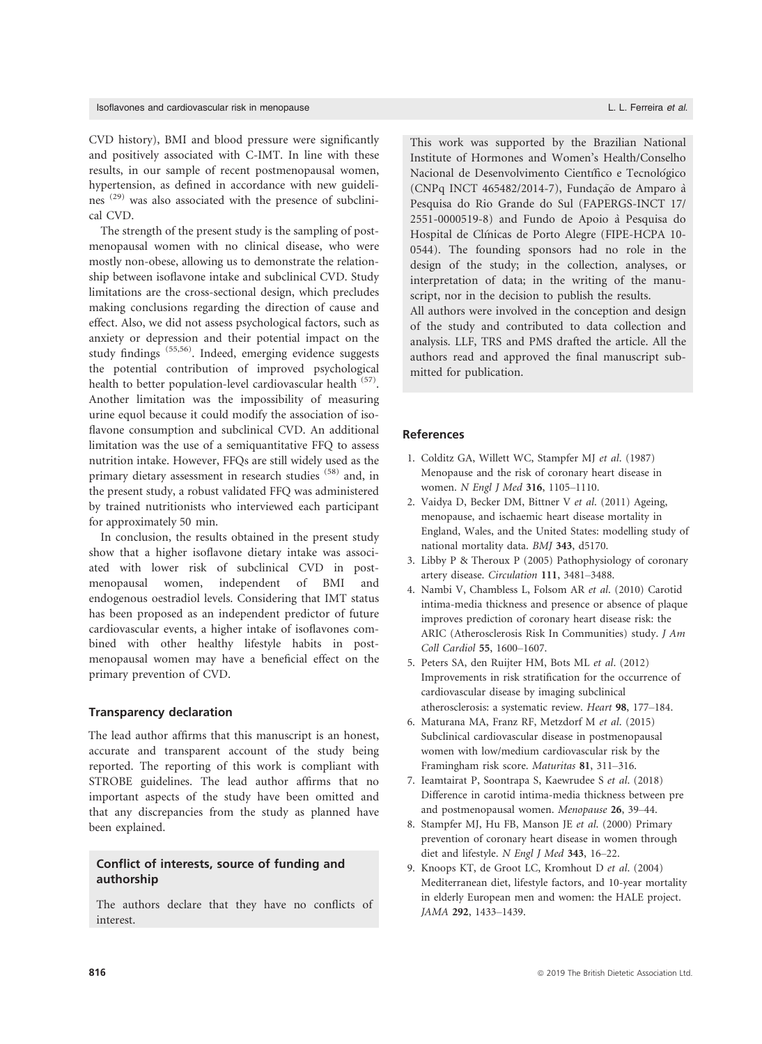CVD history), BMI and blood pressure were significantly and positively associated with C-IMT. In line with these results, in our sample of recent postmenopausal women, hypertension, as defined in accordance with new guidelines [29] was also associated with the presence of subclinical CVD.

The strength of the present study is the sampling of postmenopausal women with no clinical disease, who were mostly non-obese, allowing us to demonstrate the relationship between isoflavone intake and subclinical CVD. Study limitations are the cross-sectional design, which precludes making conclusions regarding the direction of cause and effect. Also, we did not assess psychological factors, such as anxiety or depression and their potential impact on the study findings [55,56]. Indeed, emerging evidence suggests the potential contribution of improved psychological health to better population-level cardiovascular health [57]. Another limitation was the impossibility of measuring urine equol because it could modify the association of isoflavone consumption and subclinical CVD. An additional limitation was the use of a semiquantitative FFQ to assess nutrition intake. However, FFQs are still widely used as the primary dietary assessment in research studies [58] and, in the present study, a robust validated FFQ was administered by trained nutritionists who interviewed each participant for approximately 50 min.

In conclusion, the results obtained in the present study show that a higher isoflavone dietary intake was associated with lower risk of subclinical CVD in postmenopausal women, independent of BMI and endogenous oestradiol levels. Considering that IMT status has been proposed as an independent predictor of future cardiovascular events, a higher intake of isoflavones combined with other healthy lifestyle habits in postmenopausal women may have a beneficial effect on the primary prevention of CVD.

## Transparency declaration

The lead author affirms that this manuscript is an honest, accurate and transparent account of the study being reported. The reporting of this work is compliant with STROBE guidelines. The lead author affirms that no important aspects of the study have been omitted and that any discrepancies from the study as planned have been explained.

## Conflict of interests, source of funding and authorship

The authors declare that they have no conflicts of interest.

This work was supported by the Brazilian National Institute of Hormones and Women's Health/Conselho Nacional de Desenvolvimento Científico e Tecnológico (CNPq INCT 465482/2014-7), Fundação de Amparo à Pesquisa do Rio Grande do Sul (FAPERGS-INCT 17/2551-0000519-8) and Fundo de Apoio à Pesquisa do Hospital de Clínicas de Porto Alegre (FIPE-HCPA 10-0544). The founding sponsors had no role in the design of the study; in the collection, analyses, or interpretation of data; in the writing of the manuscript, nor in the decision to publish the results.

All authors were involved in the conception and design of the study and contributed to data collection and analysis. LLF, TRS and PMS drafted the article. All the authors read and approved the final manuscript submitted for publication.

## References

1. Colditz GA, Willett WC, Stampfer MJ *et al.* (1987) Menopause and the risk of coronary heart disease in women. *N Engl J Med* **316**, 1105–1110.
2. Vaidya D, Becker DM, Bittner V *et al.* (2011) Ageing, menopause, and ischaemic heart disease mortality in England, Wales, and the United States: modelling study of national mortality data. *BMJ* **343**, d5170.
3. Libby P & Theroux P (2005) Pathophysiology of coronary artery disease. *Circulation* **111**, 3481–3488.
4. Nambi V, Chambless L, Folsom AR *et al.* (2010) Carotid intima-media thickness and presence or absence of plaque improves prediction of coronary heart disease risk: the ARIC (Atherosclerosis Risk In Communities) study. *J Am Coll Cardiol* **55**, 1600–1607.
5. Peters SA, den Ruijter HM, Bots ML *et al.* (2012) Improvements in risk stratification for the occurrence of cardiovascular disease by imaging subclinical atherosclerosis: a systematic review. *Heart* **98**, 177–184.
6. Maturana MA, Franz RF, Metzdorf M *et al.* (2015) Subclinical cardiovascular disease in postmenopausal women with low/medium cardiovascular risk by the Framingham risk score. *Maturitas* **81**, 311–316.
7. Ieamtairat P, Soontrapa S, Kaewrudee S *et al.* (2018) Difference in carotid intima-media thickness between pre and postmenopausal women. *Menopause* **26**, 39–44.
8. Stampfer MJ, Hu FB, Manson JE *et al.* (2000) Primary prevention of coronary heart disease in women through diet and lifestyle. *N Engl J Med* **343**, 16–22.
9. Knoops KT, de Groot LC, Kromhout D *et al.* (2004) Mediterranean diet, lifestyle factors, and 10-year mortality in elderly European men and women: the HALE project. *JAMA* **292**, 1433–1439.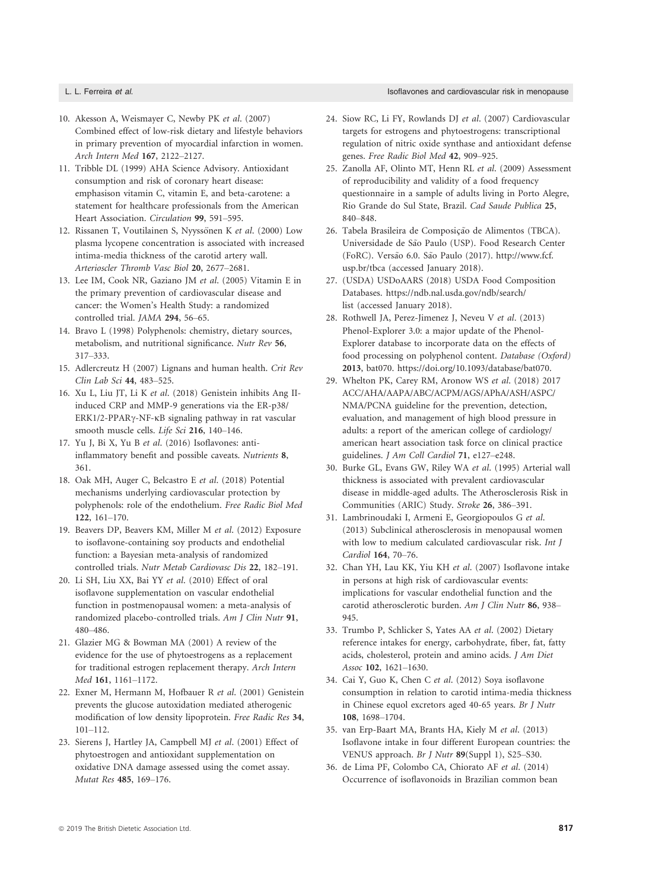10. Akesson A, Weismayer C, Newby PK *et al*. (2007) Combined effect of low-risk dietary and lifestyle behaviors in primary prevention of myocardial infarction in women. *Arch Intern Med* **167**, 2122–2127.
11. Tribble DL (1999) AHA Science Advisory. Antioxidant consumption and risk of coronary heart disease: emphasison vitamin C, vitamin E, and beta-carotene: a statement for healthcare professionals from the American Heart Association. *Circulation* **99**, 591–595.
12. Rissanen T, Voutilainen S, Nyyssönen K *et al*. (2000) Low plasma lycopene concentration is associated with increased intima-media thickness of the carotid artery wall. *Arterioscler Thromb Vasc Biol* **20**, 2677–2681.
13. Lee IM, Cook NR, Gaziano JM *et al*. (2005) Vitamin E in the primary prevention of cardiovascular disease and cancer: the Women's Health Study: a randomized controlled trial. *JAMA* **294**, 56–65.
14. Bravo L (1998) Polyphenols: chemistry, dietary sources, metabolism, and nutritional significance. *Nutr Rev* **56**, 317–333.
15. Adlercreutz H (2007) Lignans and human health. *Crit Rev Clin Lab Sci* **44**, 483–525.
16. Xu L, Liu JT, Li K *et al*. (2018) Genistein inhibits Ang II-induced CRP and MMP-9 generations via the ER-p38/ERK1/2-PPARγ-NF-κB signaling pathway in rat vascular smooth muscle cells. *Life Sci* **216**, 140–146.
17. Yu J, Bi X, Yu B *et al*. (2016) Isoflavones: anti-inflammatory benefit and possible caveats. *Nutrients* **8**, 361.
18. Oak MH, Auger C, Belcastro E *et al*. (2018) Potential mechanisms underlying cardiovascular protection by polyphenols: role of the endothelium. *Free Radic Biol Med* **122**, 161–170.
19. Beavers DP, Beavers KM, Miller M *et al*. (2012) Exposure to isoflavone-containing soy products and endothelial function: a Bayesian meta-analysis of randomized controlled trials. *Nutr Metab Cardiovasc Dis* **22**, 182–191.
20. Li SH, Liu XX, Bai YY *et al*. (2010) Effect of oral isoflavone supplementation on vascular endothelial function in postmenopausal women: a meta-analysis of randomized placebo-controlled trials. *Am J Clin Nutr* **91**, 480–486.
21. Glazier MG & Bowman MA (2001) A review of the evidence for the use of phytoestrogens as a replacement for traditional estrogen replacement therapy. *Arch Intern Med* **161**, 1161–1172.
22. Exner M, Hermann M, Hofbauer R *et al*. (2001) Genistein prevents the glucose autoxidation mediated atherogenic modification of low density lipoprotein. *Free Radic Res* **34**, 101–112.
23. Sierens J, Hartley JA, Campbell MJ *et al*. (2001) Effect of phytoestrogen and antioxidant supplementation on oxidative DNA damage assessed using the comet assay. *Mutat Res* **485**, 169–176.
24. Siow RC, Li FY, Rowlands DJ *et al*. (2007) Cardiovascular targets for estrogens and phytoestrogens: transcriptional regulation of nitric oxide synthase and antioxidant defense genes. *Free Radic Biol Med* **42**, 909–925.
25. Zanolla AF, Olinto MT, Henn RL *et al*. (2009) Assessment of reproducibility and validity of a food frequency questionnaire in a sample of adults living in Porto Alegre, Rio Grande do Sul State, Brazil. *Cad Saude Publica* **25**, 840–848.
26. Tabela Brasileira de Composição de Alimentos (TBCA). Universidade de São Paulo (USP). Food Research Center (FoRC). Versão 6.0. São Paulo (2017). http://www.fcf.usp.br/tbca (accessed January 2018).
27. (USDA) USDoAARS (2018) USDA Food Composition Databases. https://ndb.nal.usda.gov/ndb/search/list (accessed January 2018).
28. Rothwell JA, Perez-Jimenez J, Neveu V *et al*. (2013) Phenol-Explorer 3.0: a major update of the Phenol-Explorer database to incorporate data on the effects of food processing on polyphenol content. *Database (Oxford)* **2013**, bat070. https://doi.org/10.1093/database/bat070.
29. Whelton PK, Carey RM, Aronow WS *et al*. (2018) 2017 ACC/AHA/AAPA/ABC/ACPM/AGS/APhA/ASH/ASPC/NMA/PCNA guideline for the prevention, detection, evaluation, and management of high blood pressure in adults: a report of the american college of cardiology/american heart association task force on clinical practice guidelines. *J Am Coll Cardiol* **71**, e127–e248.
30. Burke GL, Evans GW, Riley WA *et al*. (1995) Arterial wall thickness is associated with prevalent cardiovascular disease in middle-aged adults. The Atherosclerosis Risk in Communities (ARIC) Study. *Stroke* **26**, 386–391.
31. Lambrinoudaki I, Armeni E, Georgiopoulos G *et al*. (2013) Subclinical atherosclerosis in menopausal women with low to medium calculated cardiovascular risk. *Int J Cardiol* **164**, 70–76.
32. Chan YH, Lau KK, Yiu KH *et al*. (2007) Isoflavone intake in persons at high risk of cardiovascular events: implications for vascular endothelial function and the carotid atherosclerotic burden. *Am J Clin Nutr* **86**, 938–945.
33. Trumbo P, Schlicker S, Yates AA *et al*. (2002) Dietary reference intakes for energy, carbohydrate, fiber, fat, fatty acids, cholesterol, protein and amino acids. *J Am Diet Assoc* **102**, 1621–1630.
34. Cai Y, Guo K, Chen C *et al*. (2012) Soya isoflavone consumption in relation to carotid intima-media thickness in Chinese equol excretors aged 40-65 years. *Br J Nutr* **108**, 1698–1704.
35. van Erp-Baart MA, Brants HA, Kiely M *et al*. (2013) Isoflavone intake in four different European countries: the VENUS approach. *Br J Nutr* **89**(Suppl 1), S25–S30.
36. de Lima PF, Colombo CA, Chiorato AF *et al*. (2014) Occurrence of isoflavonoids in Brazilian common bean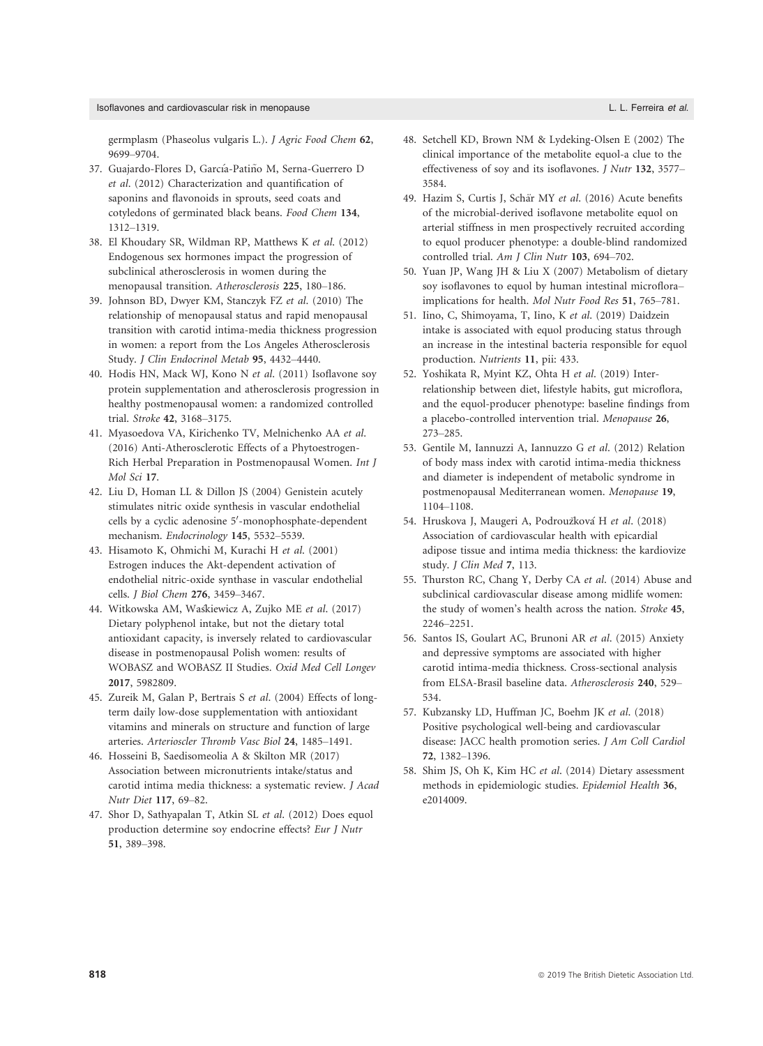germplasm (Phaseolus vulgaris L.). *J Agric Food Chem* **62**, 9699–9704.

37. Guajardo-Flores D, García-Patiño M, Serna-Guerrero D *et al*. (2012) Characterization and quantification of saponins and flavonoids in sprouts, seed coats and cotyledons of germinated black beans. *Food Chem* **134**, 1312–1319.
38. El Khoudary SR, Wildman RP, Matthews K *et al*. (2012) Endogenous sex hormones impact the progression of subclinical atherosclerosis in women during the menopausal transition. *Atherosclerosis* **225**, 180–186.
39. Johnson BD, Dwyer KM, Stanczyk FZ *et al*. (2010) The relationship of menopausal status and rapid menopausal transition with carotid intima-media thickness progression in women: a report from the Los Angeles Atherosclerosis Study. *J Clin Endocrinol Metab* **95**, 4432–4440.
40. Hodis HN, Mack WJ, Kono N *et al*. (2011) Isoflavone soy protein supplementation and atherosclerosis progression in healthy postmenopausal women: a randomized controlled trial. *Stroke* **42**, 3168–3175.
41. Myasoedova VA, Kirichenko TV, Melnichenko AA *et al*. (2016) Anti-Atherosclerotic Effects of a Phytoestrogen-Rich Herbal Preparation in Postmenopausal Women. *Int J Mol Sci* **17**.
42. Liu D, Homan LL & Dillon JS (2004) Genistein acutely stimulates nitric oxide synthesis in vascular endothelial cells by a cyclic adenosine 5′-monophosphate-dependent mechanism. *Endocrinology* **145**, 5532–5539.
43. Hisamoto K, Ohmichi M, Kurachi H *et al*. (2001) Estrogen induces the Akt-dependent activation of endothelial nitric-oxide synthase in vascular endothelial cells. *J Biol Chem* **276**, 3459–3467.
44. Witkowska AM, Waśkiewicz A, Zujko ME *et al*. (2017) Dietary polyphenol intake, but not the dietary total antioxidant capacity, is inversely related to cardiovascular disease in postmenopausal Polish women: results of WOBASZ and WOBASZ II Studies. *Oxid Med Cell Longev* **2017**, 5982809.
45. Zureik M, Galan P, Bertrais S *et al*. (2004) Effects of long-term daily low-dose supplementation with antioxidant vitamins and minerals on structure and function of large arteries. *Arterioscler Thromb Vasc Biol* **24**, 1485–1491.
46. Hosseini B, Saedisomeolia A & Skilton MR (2017) Association between micronutrients intake/status and carotid intima media thickness: a systematic review. *J Acad Nutr Diet* **117**, 69–82.
47. Shor D, Sathyapalan T, Atkin SL *et al*. (2012) Does equol production determine soy endocrine effects? *Eur J Nutr* **51**, 389–398.
48. Setchell KD, Brown NM & Lydeking-Olsen E (2002) The clinical importance of the metabolite equol-a clue to the effectiveness of soy and its isoflavones. *J Nutr* **132**, 3577–3584.
49. Hazim S, Curtis J, Schär MY *et al*. (2016) Acute benefits of the microbial-derived isoflavone metabolite equol on arterial stiffness in men prospectively recruited according to equol producer phenotype: a double-blind randomized controlled trial. *Am J Clin Nutr* **103**, 694–702.
50. Yuan JP, Wang JH & Liu X (2007) Metabolism of dietary soy isoflavones to equol by human intestinal microflora–implications for health. *Mol Nutr Food Res* **51**, 765–781.
51. Iino, C, Shimoyama, T, Iino, K *et al*. (2019) Daidzein intake is associated with equol producing status through an increase in the intestinal bacteria responsible for equol production. *Nutrients* **11**, pii: 433.
52. Yoshikata R, Myint KZ, Ohta H *et al*. (2019) Inter-relationship between diet, lifestyle habits, gut microflora, and the equol-producer phenotype: baseline findings from a placebo-controlled intervention trial. *Menopause* **26**, 273–285.
53. Gentile M, Iannuzzi A, Iannuzzo G *et al*. (2012) Relation of body mass index with carotid intima-media thickness and diameter is independent of metabolic syndrome in postmenopausal Mediterranean women. *Menopause* **19**, 1104–1108.
54. Hruskova J, Maugeri A, Podroužková H *et al*. (2018) Association of cardiovascular health with epicardial adipose tissue and intima media thickness: the kardiovize study. *J Clin Med* **7**, 113.
55. Thurston RC, Chang Y, Derby CA *et al*. (2014) Abuse and subclinical cardiovascular disease among midlife women: the study of women's health across the nation. *Stroke* **45**, 2246–2251.
56. Santos IS, Goulart AC, Brunoni AR *et al*. (2015) Anxiety and depressive symptoms are associated with higher carotid intima-media thickness. Cross-sectional analysis from ELSA-Brasil baseline data. *Atherosclerosis* **240**, 529–534.
57. Kubzansky LD, Huffman JC, Boehm JK *et al*. (2018) Positive psychological well-being and cardiovascular disease: JACC health promotion series. *J Am Coll Cardiol* **72**, 1382–1396.
58. Shim JS, Oh K, Kim HC *et al*. (2014) Dietary assessment methods in epidemiologic studies. *Epidemiol Health* **36**, e2014009.